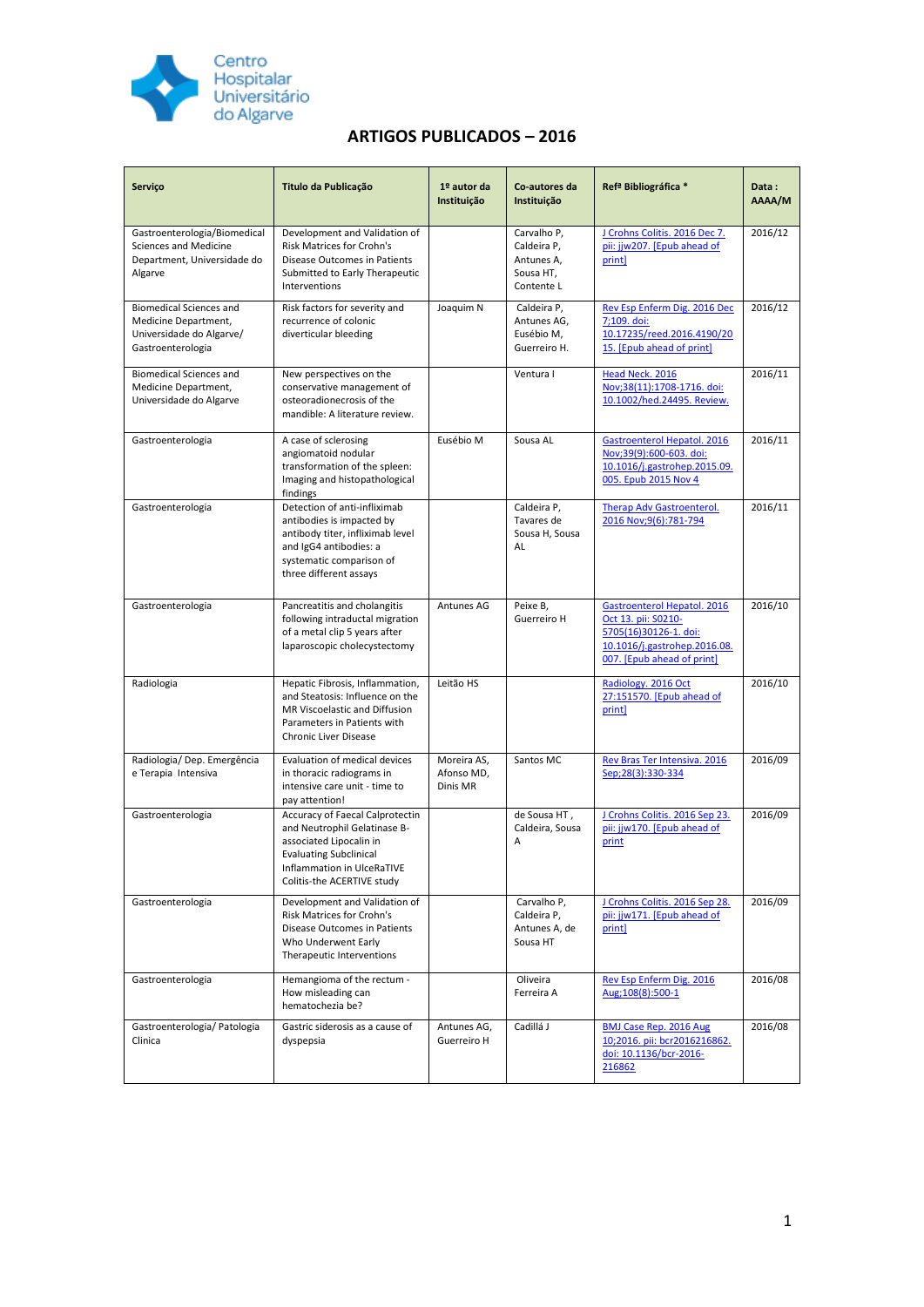Centro Hospitalar Universitário do Algarve

# ARTIGOS PUBLICADOS – 2016

| Serviço | Titulo da Publicação | 1º autor da Instituição | Co-autores da Instituição | Refª Bibliográfica * | Data : AAAA/M |
|---|---|---|---|---|---|
| Gastroenterologia/Biomedical Sciences and Medicine Department, Universidade do Algarve | Development and Validation of Risk Matrices for Crohn's Disease Outcomes in Patients Submitted to Early Therapeutic Interventions | | Carvalho P, Caldeira P, Antunes A, Sousa HT, Contente L | J Crohns Colitis. 2016 Dec 7. pii: jjw207. [Epub ahead of print] | 2016/12 |
| Biomedical Sciences and Medicine Department, Universidade do Algarve/ Gastroenterologia | Risk factors for severity and recurrence of colonic diverticular bleeding | Joaquim N | Caldeira P, Antunes AG, Eusébio M, Guerreiro H. | Rev Esp Enferm Dig. 2016 Dec 7;109. doi: 10.17235/reed.2016.4190/2015. [Epub ahead of print] | 2016/12 |
| Biomedical Sciences and Medicine Department, Universidade do Algarve | New perspectives on the conservative management of osteoradionecrosis of the mandible: A literature review. | | Ventura I | Head Neck. 2016 Nov;38(11):1708-1716. doi: 10.1002/hed.24495. Review. | 2016/11 |
| Gastroenterologia | A case of sclerosing angiomatoid nodular transformation of the spleen: Imaging and histopathological findings | Eusébio M | Sousa AL | Gastroenterol Hepatol. 2016 Nov;39(9):600-603. doi: 10.1016/j.gastrohep.2015.09.005. Epub 2015 Nov 4 | 2016/11 |
| Gastroenterologia | Detection of anti-infliximab antibodies is impacted by antibody titer, infliximab level and IgG4 antibodies: a systematic comparison of three different assays | | Caldeira P, Tavares de Sousa H, Sousa AL | Therap Adv Gastroenterol. 2016 Nov;9(6):781-794 | 2016/11 |
| Gastroenterologia | Pancreatitis and cholangitis following intraductal migration of a metal clip 5 years after laparoscopic cholecystectomy | Antunes AG | Peixe B, Guerreiro H | Gastroenterol Hepatol. 2016 Oct 13. pii: S0210-5705(16)30126-1. doi: 10.1016/j.gastrohep.2016.08.007. [Epub ahead of print] | 2016/10 |
| Radiologia | Hepatic Fibrosis, Inflammation, and Steatosis: Influence on the MR Viscoelastic and Diffusion Parameters in Patients with Chronic Liver Disease | Leitão HS | | Radiology. 2016 Oct 27:151570. [Epub ahead of print] | 2016/10 |
| Radiologia/ Dep. Emergência e Terapia Intensiva | Evaluation of medical devices in thoracic radiograms in intensive care unit - time to pay attention! | Moreira AS, Afonso MD, Dinis MR | Santos MC | Rev Bras Ter Intensiva. 2016 Sep;28(3):330-334 | 2016/09 |
| Gastroenterologia | Accuracy of Faecal Calprotectin and Neutrophil Gelatinase B-associated Lipocalin in Evaluating Subclinical Inflammation in UlceRaTIVE Colitis-the ACERTIVE study | | de Sousa HT , Caldeira, Sousa A | J Crohns Colitis. 2016 Sep 23. pii: jjw170. [Epub ahead of print | 2016/09 |
| Gastroenterologia | Development and Validation of Risk Matrices for Crohn's Disease Outcomes in Patients Who Underwent Early Therapeutic Interventions | | Carvalho P, Caldeira P, Antunes A, de Sousa HT | J Crohns Colitis. 2016 Sep 28. pii: jjw171. [Epub ahead of print] | 2016/09 |
| Gastroenterologia | Hemangioma of the rectum - How misleading can hematochezia be? | | Oliveira Ferreira A | Rev Esp Enferm Dig. 2016 Aug;108(8):500-1 | 2016/08 |
| Gastroenterologia/ Patologia Clinica | Gastric siderosis as a cause of dyspepsia | Antunes AG, Guerreiro H | Cadillá J | BMJ Case Rep. 2016 Aug 10;2016. pii: bcr2016216862. doi: 10.1136/bcr-2016-216862 | 2016/08 |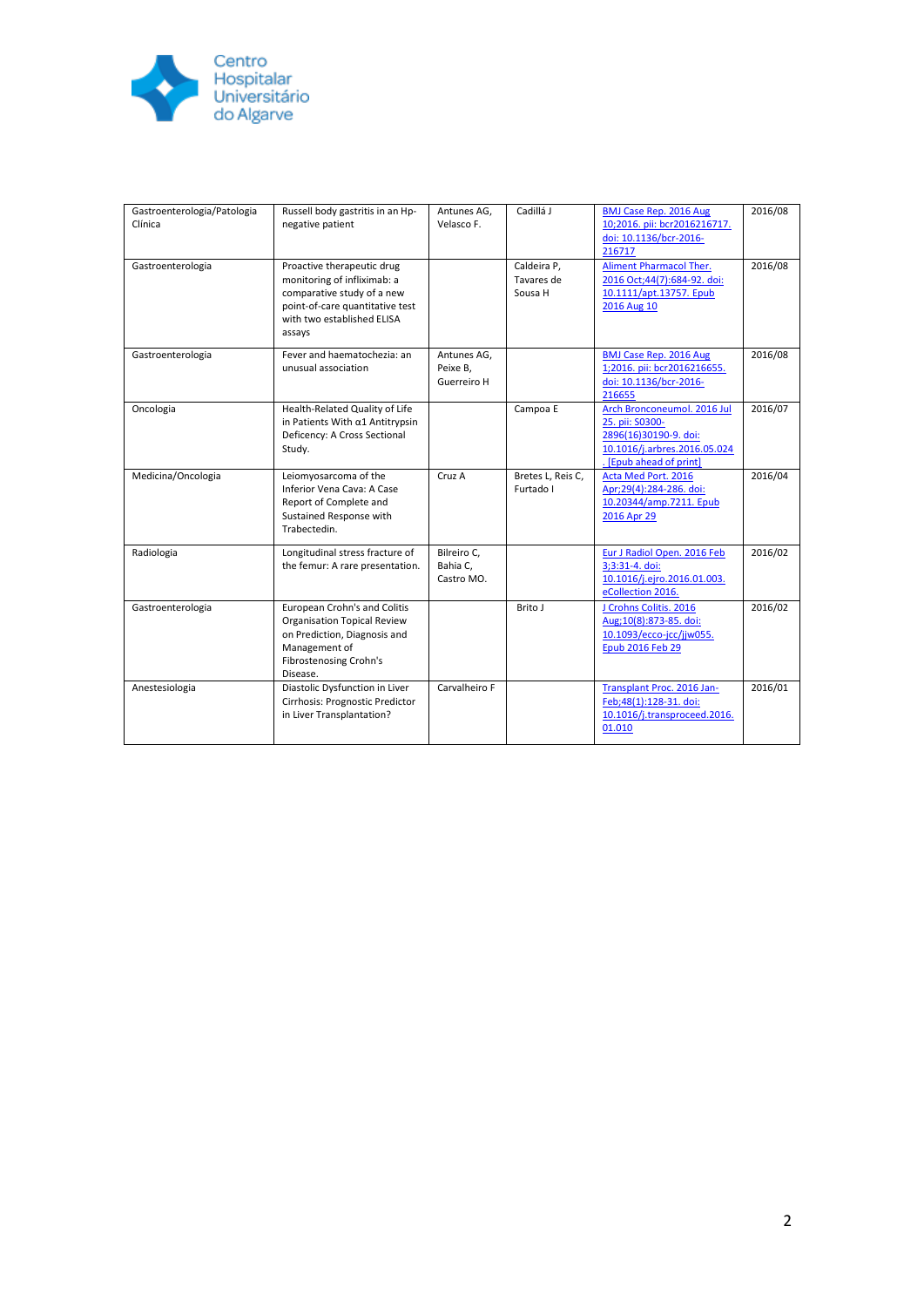| | | | | | |
|---|---|---|---|---|---|
| Gastroenterologia/Patologia Clínica | Russell body gastritis in an Hp-negative patient | Antunes AG, Velasco F. | Cadillá J | BMJ Case Rep. 2016 Aug 10;2016. pii: bcr2016216717. doi: 10.1136/bcr-2016-216717 | 2016/08 |
| Gastroenterologia | Proactive therapeutic drug monitoring of infliximab: a comparative study of a new point-of-care quantitative test with two established ELISA assays | | Caldeira P, Tavares de Sousa H | Aliment Pharmacol Ther. 2016 Oct;44(7):684-92. doi: 10.1111/apt.13757. Epub 2016 Aug 10 | 2016/08 |
| Gastroenterologia | Fever and haematochezia: an unusual association | Antunes AG, Peixe B, Guerreiro H | | BMJ Case Rep. 2016 Aug 1;2016. pii: bcr2016216655. doi: 10.1136/bcr-2016-216655 | 2016/08 |
| Oncologia | Health-Related Quality of Life in Patients With α1 Antitrypsin Defcency: A Cross Sectional Study. | | Campoa E | Arch Bronconeumol. 2016 Jul 25. pii: S0300-2896(16)30190-9. doi: 10.1016/j.arbres.2016.05.024. [Epub ahead of print] | 2016/07 |
| Medicina/Oncologia | Leiomyosarcoma of the Inferior Vena Cava: A Case Report of Complete and Sustained Response with Trabectedin. | Cruz A | Bretes L, Reis C, Furtado I | Acta Med Port. 2016 Apr;29(4):284-286. doi: 10.20344/amp.7211. Epub 2016 Apr 29 | 2016/04 |
| Radiologia | Longitudinal stress fracture of the femur: A rare presentation. | Bilreiro C, Bahia C, Castro MO. | | Eur J Radiol Open. 2016 Feb 3;3:31-4. doi: 10.1016/j.ejro.2016.01.003. eCollection 2016. | 2016/02 |
| Gastroenterologia | European Crohn's and Colitis Organisation Topical Review on Prediction, Diagnosis and Management of Fibrostenosing Crohn's Disease. | | Brito J | J Crohns Colitis. 2016 Aug;10(8):873-85. doi: 10.1093/ecco-jcc/jjw055. Epub 2016 Feb 29 | 2016/02 |
| Anestesiologia | Diastolic Dysfunction in Liver Cirrhosis: Prognostic Predictor in Liver Transplantation? | Carvalheiro F | | Transplant Proc. 2016 Jan-Feb;48(1):128-31. doi: 10.1016/j.transproceed.2016.01.010 | 2016/01 |